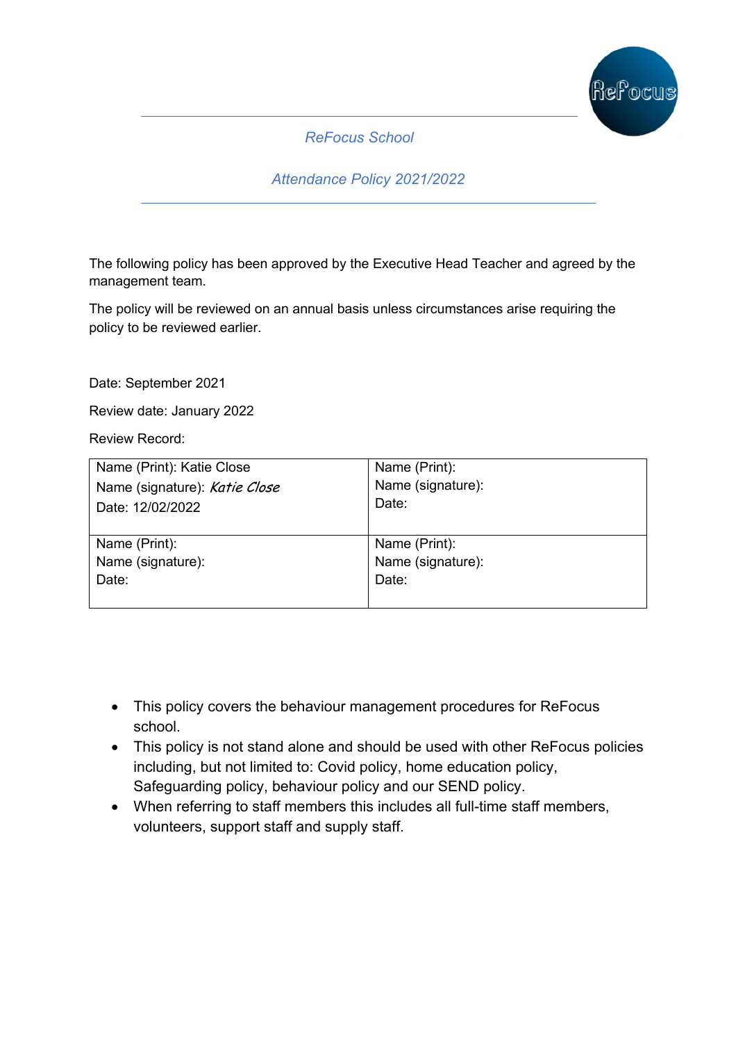## ReFocus School

## Attendance Policy 2021/2022

The following policy has been approved by the Executive Head Teacher and agreed by the management team.

The policy will be reviewed on an annual basis unless circumstances arise requiring the policy to be reviewed earlier.

Date: September 2021

Review date: January 2022

Review Record:

| | |
|---|---|
| Name (Print): Katie Close<br>Name (signature): *Katie Close*<br>Date: 12/02/2022 | Name (Print):<br>Name (signature):<br>Date: |
| Name (Print):<br>Name (signature):<br>Date: | Name (Print):<br>Name (signature):<br>Date: |

- This policy covers the behaviour management procedures for ReFocus school.
- This policy is not stand alone and should be used with other ReFocus policies including, but not limited to: Covid policy, home education policy, Safeguarding policy, behaviour policy and our SEND policy.
- When referring to staff members this includes all full-time staff members, volunteers, support staff and supply staff.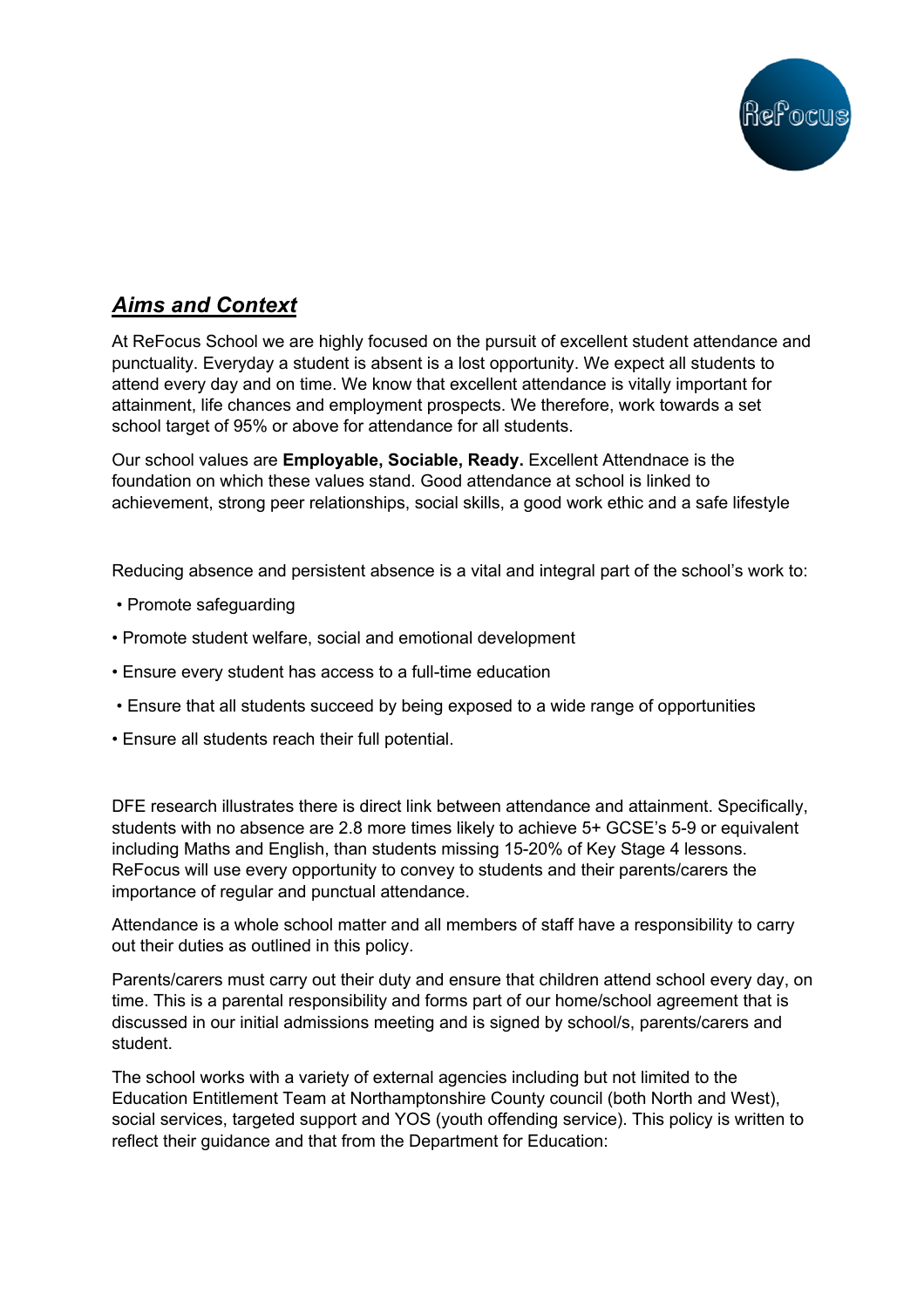## ***Aims and Context***

At ReFocus School we are highly focused on the pursuit of excellent student attendance and punctuality. Everyday a student is absent is a lost opportunity. We expect all students to attend every day and on time. We know that excellent attendance is vitally important for attainment, life chances and employment prospects. We therefore, work towards a set school target of 95% or above for attendance for all students.

Our school values are **Employable, Sociable, Ready.** Excellent Attendnace is the foundation on which these values stand. Good attendance at school is linked to achievement, strong peer relationships, social skills, a good work ethic and a safe lifestyle

Reducing absence and persistent absence is a vital and integral part of the school's work to:

- Promote safeguarding
- Promote student welfare, social and emotional development
- Ensure every student has access to a full-time education
- Ensure that all students succeed by being exposed to a wide range of opportunities
- Ensure all students reach their full potential.

DFE research illustrates there is direct link between attendance and attainment. Specifically, students with no absence are 2.8 more times likely to achieve 5+ GCSE's 5-9 or equivalent including Maths and English, than students missing 15-20% of Key Stage 4 lessons. ReFocus will use every opportunity to convey to students and their parents/carers the importance of regular and punctual attendance.

Attendance is a whole school matter and all members of staff have a responsibility to carry out their duties as outlined in this policy.

Parents/carers must carry out their duty and ensure that children attend school every day, on time. This is a parental responsibility and forms part of our home/school agreement that is discussed in our initial admissions meeting and is signed by school/s, parents/carers and student.

The school works with a variety of external agencies including but not limited to the Education Entitlement Team at Northamptonshire County council (both North and West), social services, targeted support and YOS (youth offending service). This policy is written to reflect their guidance and that from the Department for Education: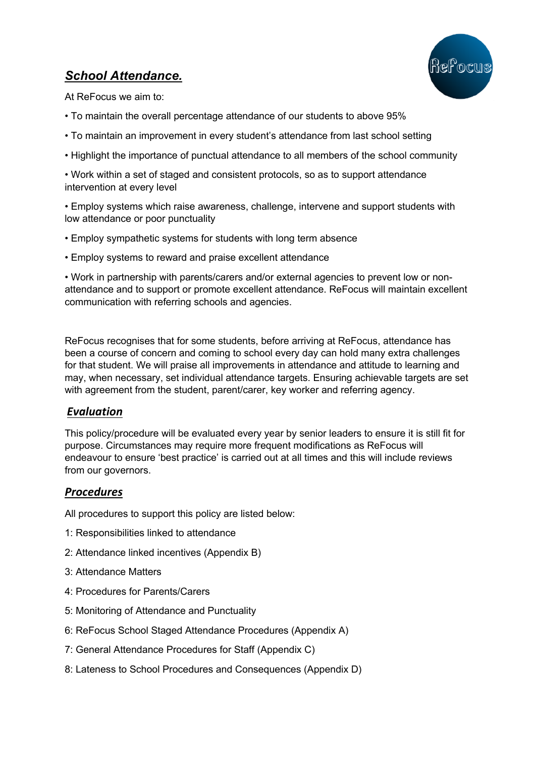## ***School Attendance.***

At ReFocus we aim to:

- To maintain the overall percentage attendance of our students to above 95%
- To maintain an improvement in every student's attendance from last school setting
- Highlight the importance of punctual attendance to all members of the school community
- Work within a set of staged and consistent protocols, so as to support attendance intervention at every level
- Employ systems which raise awareness, challenge, intervene and support students with low attendance or poor punctuality
- Employ sympathetic systems for students with long term absence
- Employ systems to reward and praise excellent attendance
- Work in partnership with parents/carers and/or external agencies to prevent low or non-attendance and to support or promote excellent attendance. ReFocus will maintain excellent communication with referring schools and agencies.

ReFocus recognises that for some students, before arriving at ReFocus, attendance has been a course of concern and coming to school every day can hold many extra challenges for that student. We will praise all improvements in attendance and attitude to learning and may, when necessary, set individual attendance targets. Ensuring achievable targets are set with agreement from the student, parent/carer, key worker and referring agency.

### ***Evaluation***

This policy/procedure will be evaluated every year by senior leaders to ensure it is still fit for purpose. Circumstances may require more frequent modifications as ReFocus will endeavour to ensure 'best practice' is carried out at all times and this will include reviews from our governors.

### ***Procedures***

All procedures to support this policy are listed below:

1: Responsibilities linked to attendance

2: Attendance linked incentives (Appendix B)

3: Attendance Matters

4: Procedures for Parents/Carers

5: Monitoring of Attendance and Punctuality

6: ReFocus School Staged Attendance Procedures (Appendix A)

7: General Attendance Procedures for Staff (Appendix C)

8: Lateness to School Procedures and Consequences (Appendix D)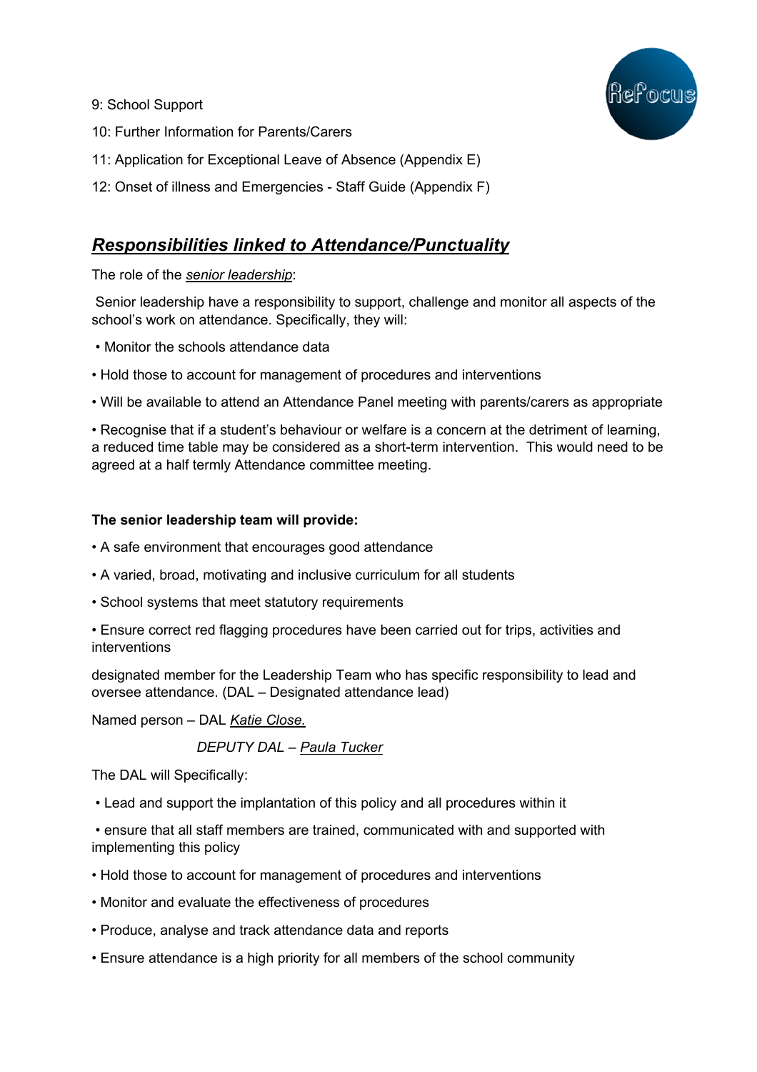9: School Support

10: Further Information for Parents/Carers

11: Application for Exceptional Leave of Absence (Appendix E)

12: Onset of illness and Emergencies - Staff Guide (Appendix F)

## ***Responsibilities linked to Attendance/Punctuality***

The role of the *senior leadership*:

Senior leadership have a responsibility to support, challenge and monitor all aspects of the school's work on attendance. Specifically, they will:

- Monitor the schools attendance data
- Hold those to account for management of procedures and interventions
- Will be available to attend an Attendance Panel meeting with parents/carers as appropriate
- Recognise that if a student's behaviour or welfare is a concern at the detriment of learning, a reduced time table may be considered as a short-term intervention. This would need to be agreed at a half termly Attendance committee meeting.

**The senior leadership team will provide:**

- A safe environment that encourages good attendance
- A varied, broad, motivating and inclusive curriculum for all students
- School systems that meet statutory requirements
- Ensure correct red flagging procedures have been carried out for trips, activities and interventions

designated member for the Leadership Team who has specific responsibility to lead and oversee attendance. (DAL – Designated attendance lead)

Named person – DAL *Katie Close.*

*DEPUTY DAL – Paula Tucker*

The DAL will Specifically:

- Lead and support the implantation of this policy and all procedures within it
- ensure that all staff members are trained, communicated with and supported with implementing this policy
- Hold those to account for management of procedures and interventions
- Monitor and evaluate the effectiveness of procedures
- Produce, analyse and track attendance data and reports
- Ensure attendance is a high priority for all members of the school community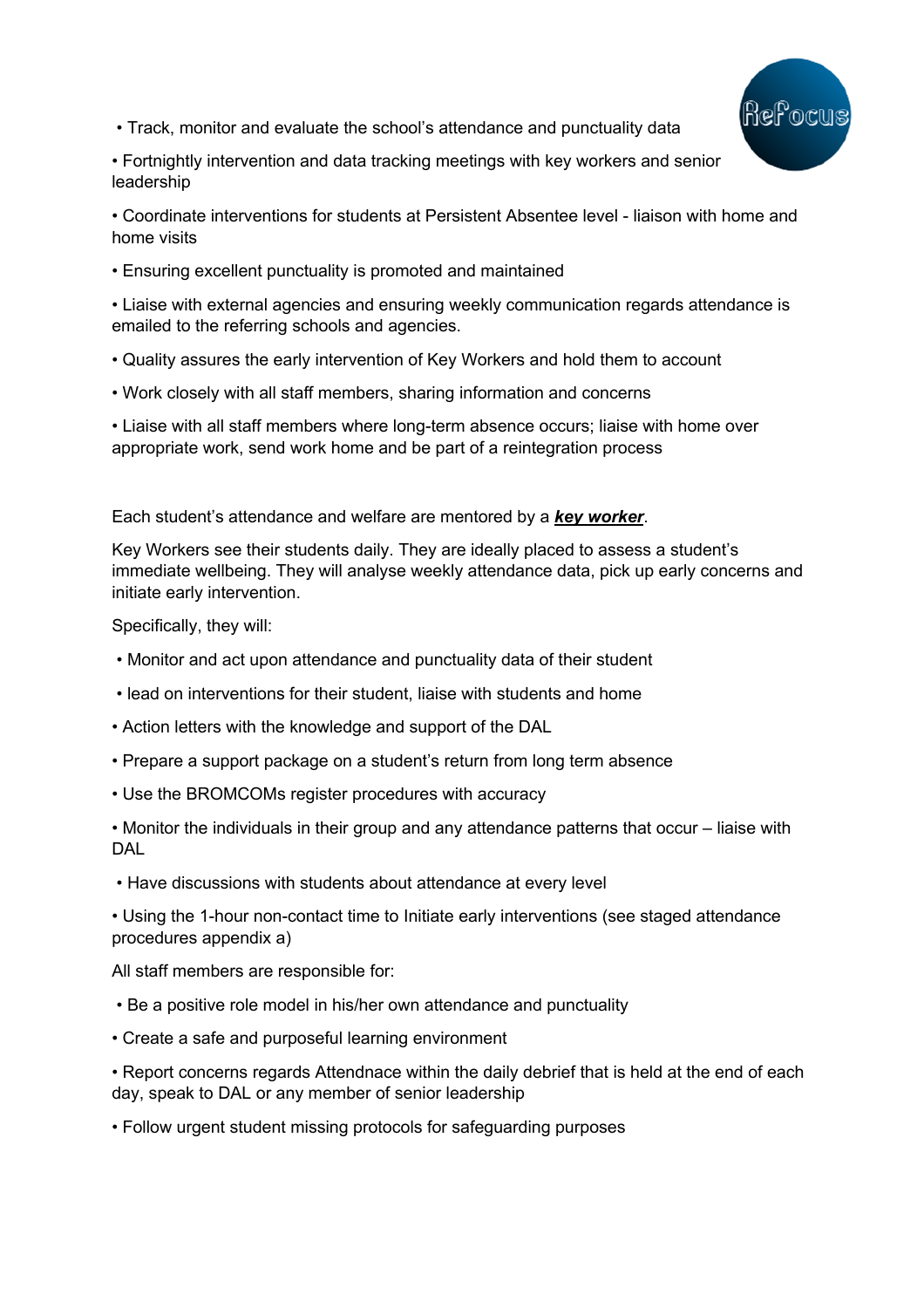• Track, monitor and evaluate the school's attendance and punctuality data

• Fortnightly intervention and data tracking meetings with key workers and senior leadership

• Coordinate interventions for students at Persistent Absentee level - liaison with home and home visits

• Ensuring excellent punctuality is promoted and maintained

• Liaise with external agencies and ensuring weekly communication regards attendance is emailed to the referring schools and agencies.

• Quality assures the early intervention of Key Workers and hold them to account

• Work closely with all staff members, sharing information and concerns

• Liaise with all staff members where long-term absence occurs; liaise with home over appropriate work, send work home and be part of a reintegration process

Each student's attendance and welfare are mentored by a ***key worker***.

Key Workers see their students daily. They are ideally placed to assess a student's immediate wellbeing. They will analyse weekly attendance data, pick up early concerns and initiate early intervention.

Specifically, they will:

• Monitor and act upon attendance and punctuality data of their student

• lead on interventions for their student, liaise with students and home

• Action letters with the knowledge and support of the DAL

• Prepare a support package on a student's return from long term absence

• Use the BROMCOMs register procedures with accuracy

• Monitor the individuals in their group and any attendance patterns that occur – liaise with DAL

• Have discussions with students about attendance at every level

• Using the 1-hour non-contact time to Initiate early interventions (see staged attendance procedures appendix a)

All staff members are responsible for:

• Be a positive role model in his/her own attendance and punctuality

• Create a safe and purposeful learning environment

• Report concerns regards Attendnace within the daily debrief that is held at the end of each day, speak to DAL or any member of senior leadership

• Follow urgent student missing protocols for safeguarding purposes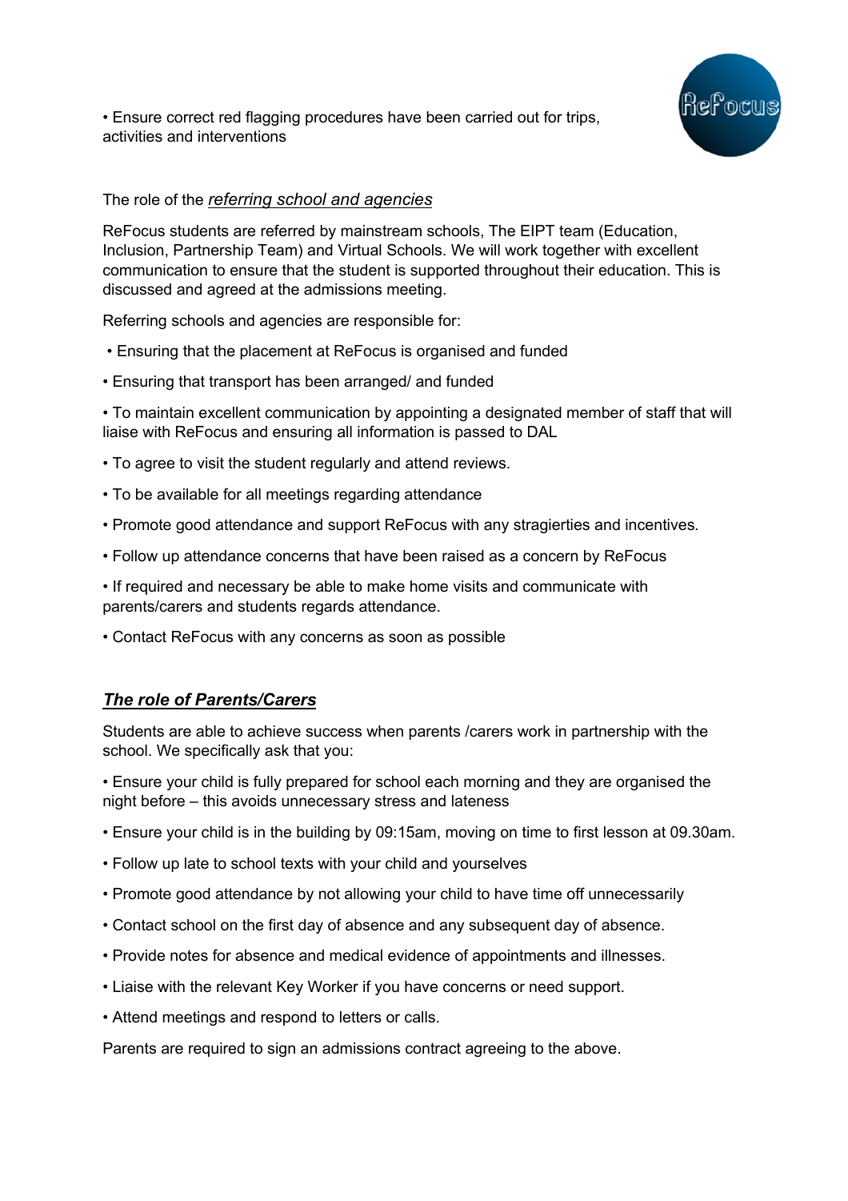• Ensure correct red flagging procedures have been carried out for trips, activities and interventions

The role of the *referring school and agencies*

ReFocus students are referred by mainstream schools, The EIPT team (Education, Inclusion, Partnership Team) and Virtual Schools. We will work together with excellent communication to ensure that the student is supported throughout their education. This is discussed and agreed at the admissions meeting.

Referring schools and agencies are responsible for:

- Ensuring that the placement at ReFocus is organised and funded
- Ensuring that transport has been arranged/ and funded
- To maintain excellent communication by appointing a designated member of staff that will liaise with ReFocus and ensuring all information is passed to DAL
- To agree to visit the student regularly and attend reviews.
- To be available for all meetings regarding attendance
- Promote good attendance and support ReFocus with any stragierties and incentives.
- Follow up attendance concerns that have been raised as a concern by ReFocus
- If required and necessary be able to make home visits and communicate with parents/carers and students regards attendance.
- Contact ReFocus with any concerns as soon as possible

## ***The role of Parents/Carers***

Students are able to achieve success when parents /carers work in partnership with the school. We specifically ask that you:

- Ensure your child is fully prepared for school each morning and they are organised the night before – this avoids unnecessary stress and lateness
- Ensure your child is in the building by 09:15am, moving on time to first lesson at 09.30am.
- Follow up late to school texts with your child and yourselves
- Promote good attendance by not allowing your child to have time off unnecessarily
- Contact school on the first day of absence and any subsequent day of absence.
- Provide notes for absence and medical evidence of appointments and illnesses.
- Liaise with the relevant Key Worker if you have concerns or need support.
- Attend meetings and respond to letters or calls.

Parents are required to sign an admissions contract agreeing to the above.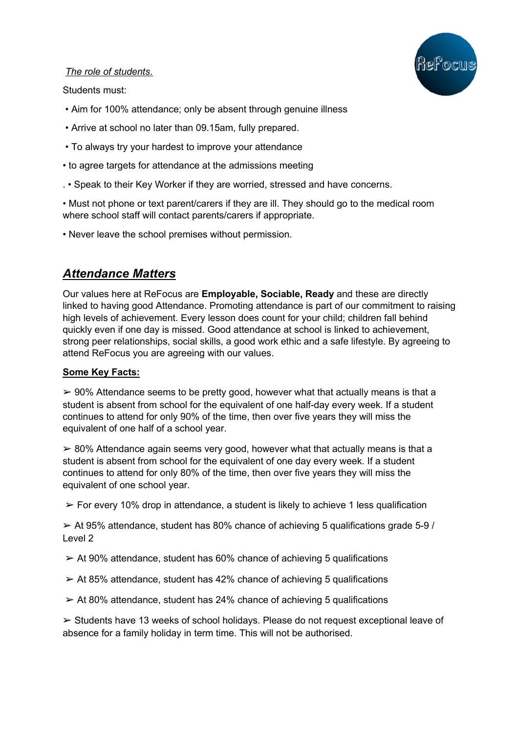*The role of students.*

Students must:

- Aim for 100% attendance; only be absent through genuine illness
- Arrive at school no later than 09.15am, fully prepared.
- To always try your hardest to improve your attendance
- to agree targets for attendance at the admissions meeting
- Speak to their Key Worker if they are worried, stressed and have concerns.
- Must not phone or text parent/carers if they are ill. They should go to the medical room where school staff will contact parents/carers if appropriate.
- Never leave the school premises without permission.

## ***Attendance Matters***

Our values here at ReFocus are **Employable, Sociable, Ready** and these are directly linked to having good Attendance. Promoting attendance is part of our commitment to raising high levels of achievement. Every lesson does count for your child; children fall behind quickly even if one day is missed. Good attendance at school is linked to achievement, strong peer relationships, social skills, a good work ethic and a safe lifestyle. By agreeing to attend ReFocus you are agreeing with our values.

**Some Key Facts:**

➢ 90% Attendance seems to be pretty good, however what that actually means is that a student is absent from school for the equivalent of one half-day every week. If a student continues to attend for only 90% of the time, then over five years they will miss the equivalent of one half of a school year.

➢ 80% Attendance again seems very good, however what that actually means is that a student is absent from school for the equivalent of one day every week. If a student continues to attend for only 80% of the time, then over five years they will miss the equivalent of one school year.

➢ For every 10% drop in attendance, a student is likely to achieve 1 less qualification

➢ At 95% attendance, student has 80% chance of achieving 5 qualifications grade 5-9 / Level 2

➢ At 90% attendance, student has 60% chance of achieving 5 qualifications

➢ At 85% attendance, student has 42% chance of achieving 5 qualifications

➢ At 80% attendance, student has 24% chance of achieving 5 qualifications

➢ Students have 13 weeks of school holidays. Please do not request exceptional leave of absence for a family holiday in term time. This will not be authorised.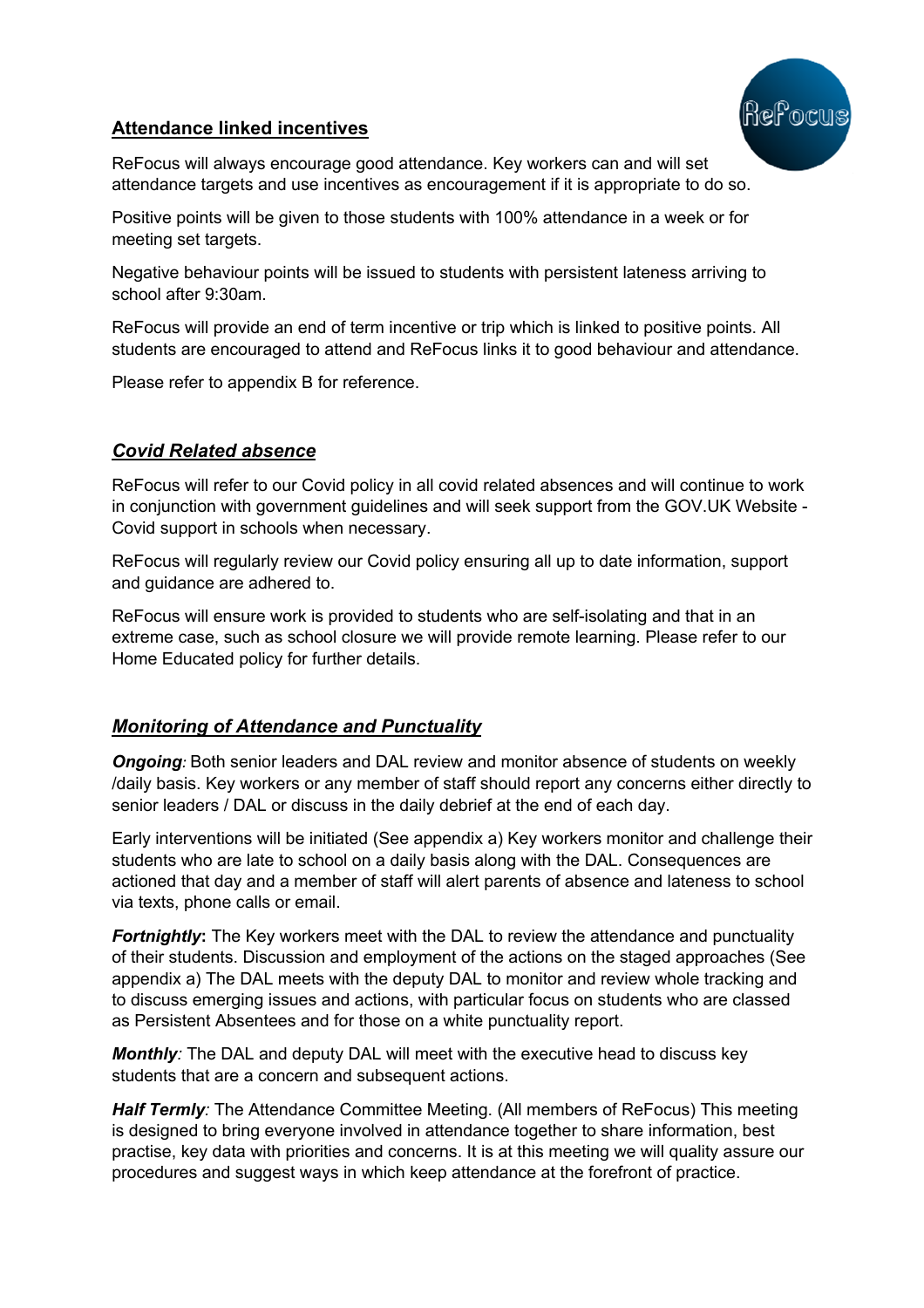## Attendance linked incentives

ReFocus will always encourage good attendance. Key workers can and will set attendance targets and use incentives as encouragement if it is appropriate to do so.

Positive points will be given to those students with 100% attendance in a week or for meeting set targets.

Negative behaviour points will be issued to students with persistent lateness arriving to school after 9:30am.

ReFocus will provide an end of term incentive or trip which is linked to positive points. All students are encouraged to attend and ReFocus links it to good behaviour and attendance.

Please refer to appendix B for reference.

## *Covid Related absence*

ReFocus will refer to our Covid policy in all covid related absences and will continue to work in conjunction with government guidelines and will seek support from the GOV.UK Website - Covid support in schools when necessary.

ReFocus will regularly review our Covid policy ensuring all up to date information, support and guidance are adhered to.

ReFocus will ensure work is provided to students who are self-isolating and that in an extreme case, such as school closure we will provide remote learning. Please refer to our Home Educated policy for further details.

## *Monitoring of Attendance and Punctuality*

***Ongoing**:* Both senior leaders and DAL review and monitor absence of students on weekly /daily basis. Key workers or any member of staff should report any concerns either directly to senior leaders / DAL or discuss in the daily debrief at the end of each day.

Early interventions will be initiated (See appendix a) Key workers monitor and challenge their students who are late to school on a daily basis along with the DAL. Consequences are actioned that day and a member of staff will alert parents of absence and lateness to school via texts, phone calls or email.

***Fortnightly*:** The Key workers meet with the DAL to review the attendance and punctuality of their students. Discussion and employment of the actions on the staged approaches (See appendix a) The DAL meets with the deputy DAL to monitor and review whole tracking and to discuss emerging issues and actions, with particular focus on students who are classed as Persistent Absentees and for those on a white punctuality report.

***Monthly**:* The DAL and deputy DAL will meet with the executive head to discuss key students that are a concern and subsequent actions.

***Half Termly**:* The Attendance Committee Meeting. (All members of ReFocus) This meeting is designed to bring everyone involved in attendance together to share information, best practise, key data with priorities and concerns. It is at this meeting we will quality assure our procedures and suggest ways in which keep attendance at the forefront of practice.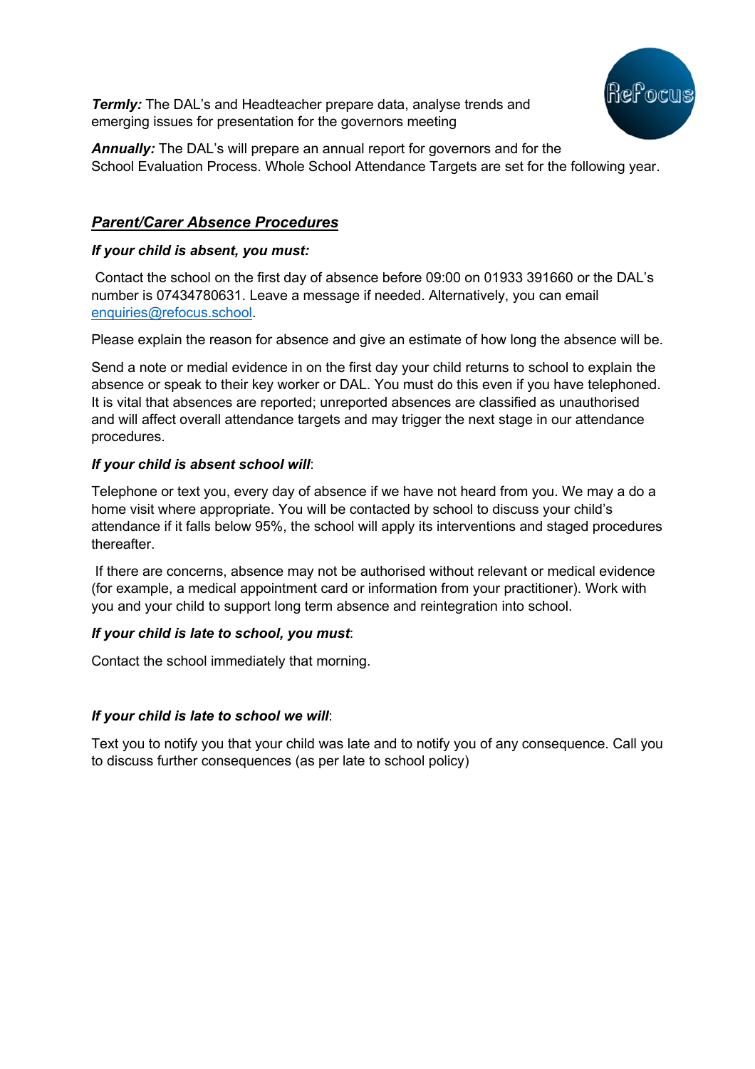***Termly:*** The DAL's and Headteacher prepare data, analyse trends and emerging issues for presentation for the governors meeting

***Annually:*** The DAL's will prepare an annual report for governors and for the School Evaluation Process. Whole School Attendance Targets are set for the following year.

## ***Parent/Carer Absence Procedures***

***If your child is absent, you must:***

Contact the school on the first day of absence before 09:00 on 01933 391660 or the DAL's number is 07434780631. Leave a message if needed. Alternatively, you can email enquiries@refocus.school.

Please explain the reason for absence and give an estimate of how long the absence will be.

Send a note or medial evidence in on the first day your child returns to school to explain the absence or speak to their key worker or DAL. You must do this even if you have telephoned. It is vital that absences are reported; unreported absences are classified as unauthorised and will affect overall attendance targets and may trigger the next stage in our attendance procedures.

***If your child is absent school will***:

Telephone or text you, every day of absence if we have not heard from you. We may a do a home visit where appropriate. You will be contacted by school to discuss your child's attendance if it falls below 95%, the school will apply its interventions and staged procedures thereafter.

If there are concerns, absence may not be authorised without relevant or medical evidence (for example, a medical appointment card or information from your practitioner). Work with you and your child to support long term absence and reintegration into school.

***If your child is late to school, you must***:

Contact the school immediately that morning.

***If your child is late to school we will***:

Text you to notify you that your child was late and to notify you of any consequence. Call you to discuss further consequences (as per late to school policy)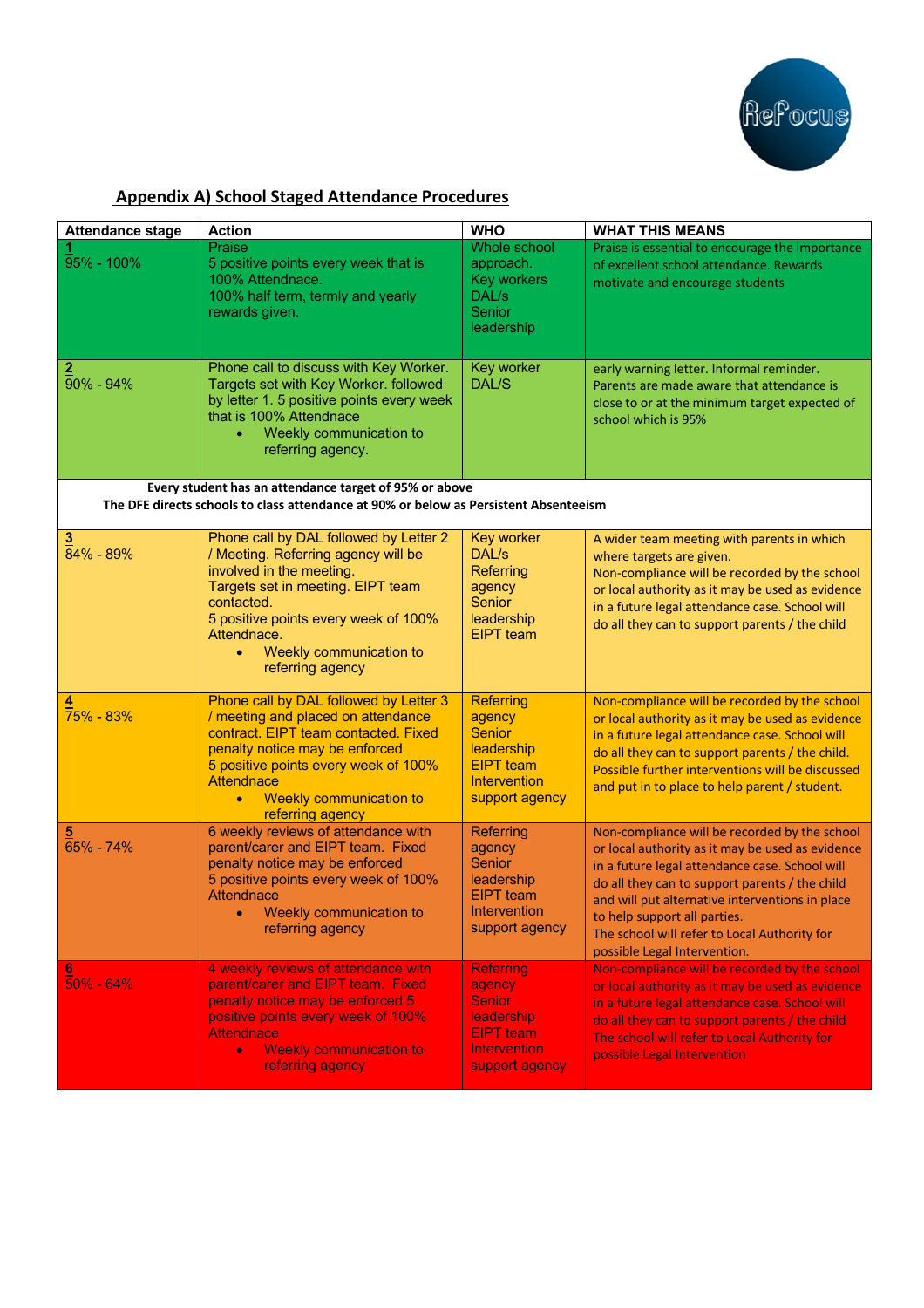## Appendix A) School Staged Attendance Procedures

| Attendance stage | Action | WHO | WHAT THIS MEANS |
|---|---|---|---|
| **1** 95% - 100% | Praise 5 positive points every week that is 100% Attendnace. 100% half term, termly and yearly rewards given. | Whole school approach. Key workers DAL/s Senior leadership | Praise is essential to encourage the importance of excellent school attendance. Rewards motivate and encourage students |
| **2** 90% - 94% | Phone call to discuss with Key Worker. Targets set with Key Worker. followed by letter 1. 5 positive points every week that is 100% Attendnace • Weekly communication to referring agency. | Key worker DAL/S | early warning letter. Informal reminder. Parents are made aware that attendance is close to or at the minimum target expected of school which is 95% |
| **Every student has an attendance target of 95% or above The DFE directs schools to class attendance at 90% or below as Persistent Absenteeism** | | | |
| **3** 84% - 89% | Phone call by DAL followed by Letter 2 / Meeting. Referring agency will be involved in the meeting. Targets set in meeting. EIPT team contacted. 5 positive points every week of 100% Attendnace. • Weekly communication to referring agency | Key worker DAL/s Referring agency Senior leadership EIPT team | A wider team meeting with parents in which where targets are given. Non-compliance will be recorded by the school or local authority as it may be used as evidence in a future legal attendance case. School will do all they can to support parents / the child |
| **4** 75% - 83% | Phone call by DAL followed by Letter 3 / meeting and placed on attendance contract. EIPT team contacted. Fixed penalty notice may be enforced 5 positive points every week of 100% Attendnace • Weekly communication to referring agency | Referring agency Senior leadership EIPT team Intervention support agency | Non-compliance will be recorded by the school or local authority as it may be used as evidence in a future legal attendance case. School will do all they can to support parents / the child. Possible further interventions will be discussed and put in to place to help parent / student. |
| **5** 65% - 74% | 6 weekly reviews of attendance with parent/carer and EIPT team. Fixed penalty notice may be enforced 5 positive points every week of 100% Attendance • Weekly communication to referring agency | Referring agency Senior leadership EIPT team Intervention support agency | Non-compliance will be recorded by the school or local authority as it may be used as evidence in a future legal attendance case. School will do all they can to support parents / the child and will put alternative interventions in place to help support all parties. The school will refer to Local Authority for possible Legal Intervention. |
| **6** 50% - 64% | 4 weekly reviews of attendance with parent/carer and EIPT team. Fixed penalty notice may be enforced 5 positive points every week of 100% Attendance • Weekly communication to referring agency | Referring agency Senior leadership EIPT team Intervention support agency | Non-compliance will be recorded by the school or local authority as it may be used as evidence in a future legal attendance case. School will do all they can to support parents / the child The school will refer to Local Authority for possible Legal Intervention |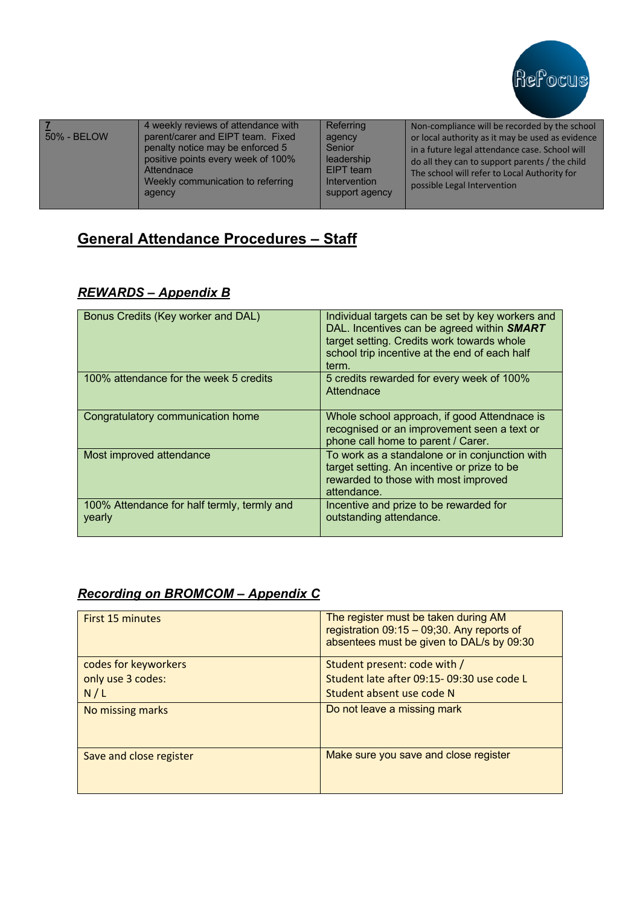| 7<br>50% - BELOW | 4 weekly reviews of attendance with parent/carer and EIPT team. Fixed penalty notice may be enforced 5 positive points every week of 100% Attendnace<br>Weekly communication to referring agency | Referring agency<br>Senior leadership<br>EIPT team<br>Intervention support agency | Non-compliance will be recorded by the school or local authority as it may be used as evidence in a future legal attendance case. School will do all they can to support parents / the child The school will refer to Local Authority for possible Legal Intervention |
|---|---|---|---|

## General Attendance Procedures – Staff

### *REWARDS – Appendix B*

| Bonus Credits (Key worker and DAL) | Individual targets can be set by key workers and DAL. Incentives can be agreed within ***SMART*** target setting. Credits work towards whole school trip incentive at the end of each half term. |
|---|---|
| 100% attendance for the week 5 credits | 5 credits rewarded for every week of 100% Attendance |
| Congratulatory communication home | Whole school approach, if good Attendnace is recognised or an improvement seen a text or phone call home to parent / Carer. |
| Most improved attendance | To work as a standalone or in conjunction with target setting. An incentive or prize to be rewarded to those with most improved attendance. |
| 100% Attendance for half termly, termly and yearly | Incentive and prize to be rewarded for outstanding attendance. |

### *Recording on BROMCOM – Appendix C*

| First 15 minutes | The register must be taken during AM registration 09:15 – 09;30. Any reports of absentees must be given to DAL/s by 09:30 |
|---|---|
| codes for keyworkers<br>only use 3 codes:<br>N / L | Student present: code with /<br>Student late after 09:15- 09:30 use code L<br>Student absent use code N |
| No missing marks | Do not leave a missing mark |
| Save and close register | Make sure you save and close register |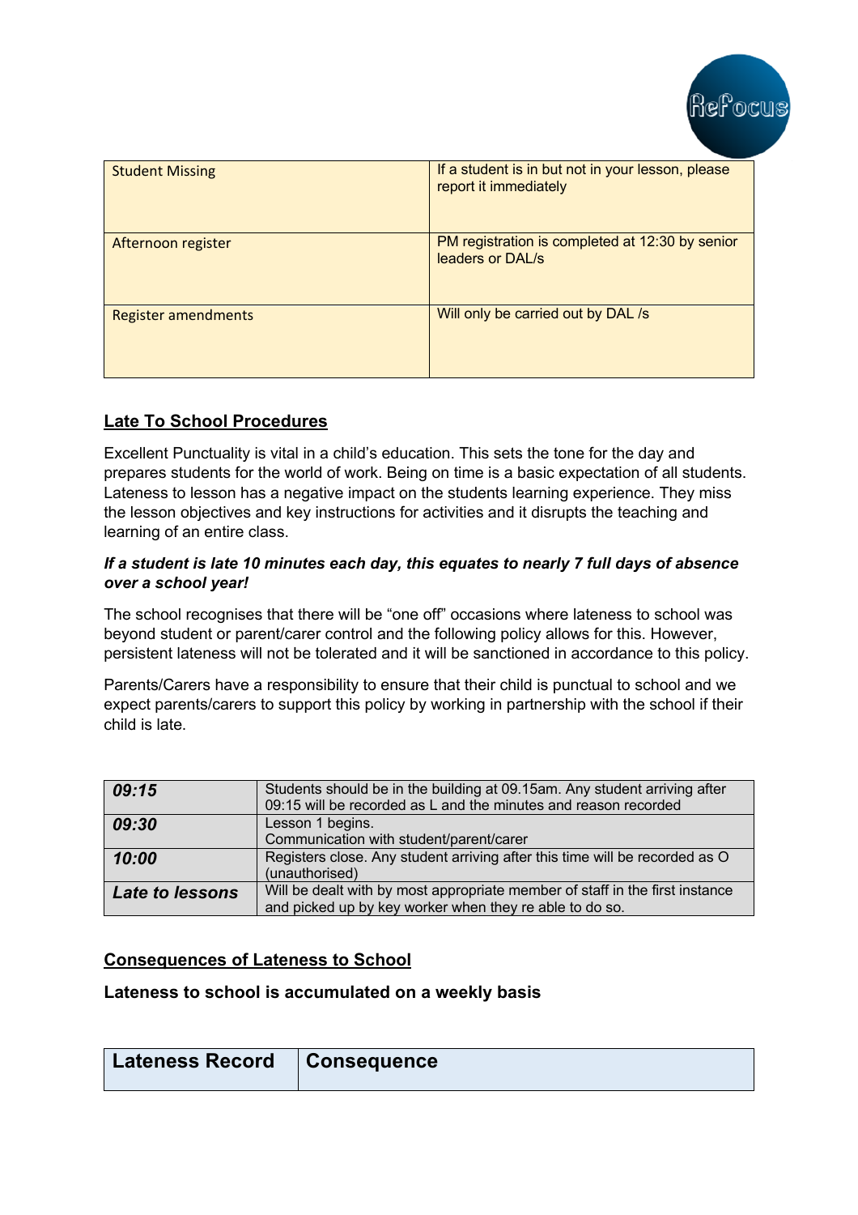| | |
|---|---|
| Student Missing | If a student is in but not in your lesson, please report it immediately |
| Afternoon register | PM registration is completed at 12:30 by senior leaders or DAL/s |
| Register amendments | Will only be carried out by DAL /s |

## Late To School Procedures

Excellent Punctuality is vital in a child's education. This sets the tone for the day and prepares students for the world of work. Being on time is a basic expectation of all students. Lateness to lesson has a negative impact on the students learning experience. They miss the lesson objectives and key instructions for activities and it disrupts the teaching and learning of an entire class.

***If a student is late 10 minutes each day, this equates to nearly 7 full days of absence over a school year!***

The school recognises that there will be "one off" occasions where lateness to school was beyond student or parent/carer control and the following policy allows for this. However, persistent lateness will not be tolerated and it will be sanctioned in accordance to this policy.

Parents/Carers have a responsibility to ensure that their child is punctual to school and we expect parents/carers to support this policy by working in partnership with the school if their child is late.

| | |
|---|---|
| ***09:15*** | Students should be in the building at 09.15am. Any student arriving after 09:15 will be recorded as L and the minutes and reason recorded |
| ***09:30*** | Lesson 1 begins.<br>Communication with student/parent/carer |
| ***10:00*** | Registers close. Any student arriving after this time will be recorded as O (unauthorised) |
| ***Late to lessons*** | Will be dealt with by most appropriate member of staff in the first instance and picked up by key worker when they re able to do so. |

## Consequences of Lateness to School

**Lateness to school is accumulated on a weekly basis**

| Lateness Record | Consequence |
|---|---|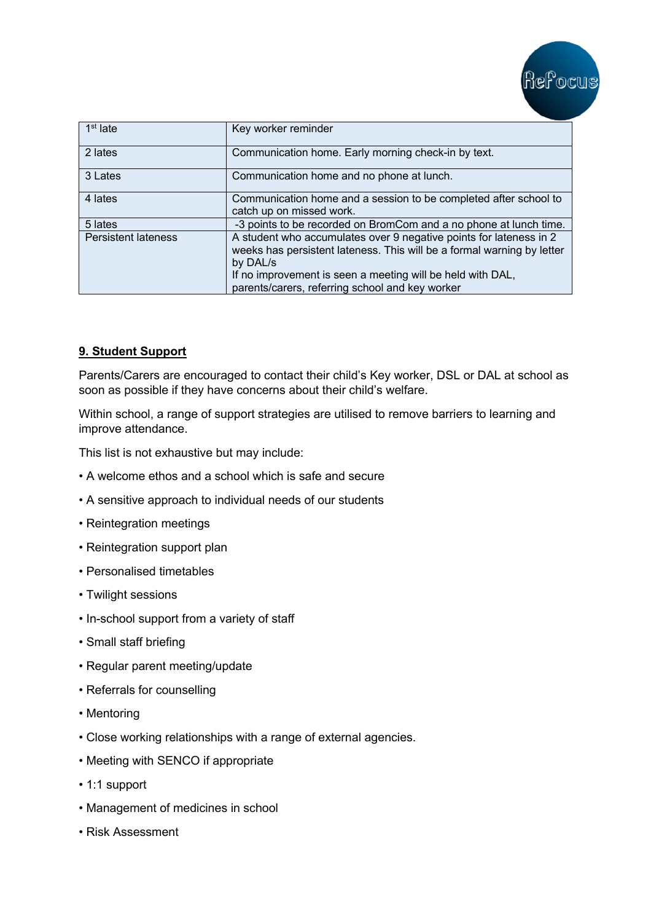| 1[st] late | Key worker reminder |
|---|---|
| 2 lates | Communication home. Early morning check-in by text. |
| 3 Lates | Communication home and no phone at lunch. |
| 4 lates | Communication home and a session to be completed after school to catch up on missed work. |
| 5 lates | -3 points to be recorded on BromCom and a no phone at lunch time. |
| Persistent lateness | A student who accumulates over 9 negative points for lateness in 2 weeks has persistent lateness. This will be a formal warning by letter by DAL/s<br>If no improvement is seen a meeting will be held with DAL, parents/carers, referring school and key worker |

## 9. Student Support

Parents/Carers are encouraged to contact their child's Key worker, DSL or DAL at school as soon as possible if they have concerns about their child's welfare.

Within school, a range of support strategies are utilised to remove barriers to learning and improve attendance.

This list is not exhaustive but may include:

- A welcome ethos and a school which is safe and secure
- A sensitive approach to individual needs of our students
- Reintegration meetings
- Reintegration support plan
- Personalised timetables
- Twilight sessions
- In-school support from a variety of staff
- Small staff briefing
- Regular parent meeting/update
- Referrals for counselling
- Mentoring
- Close working relationships with a range of external agencies.
- Meeting with SENCO if appropriate
- 1:1 support
- Management of medicines in school
- Risk Assessment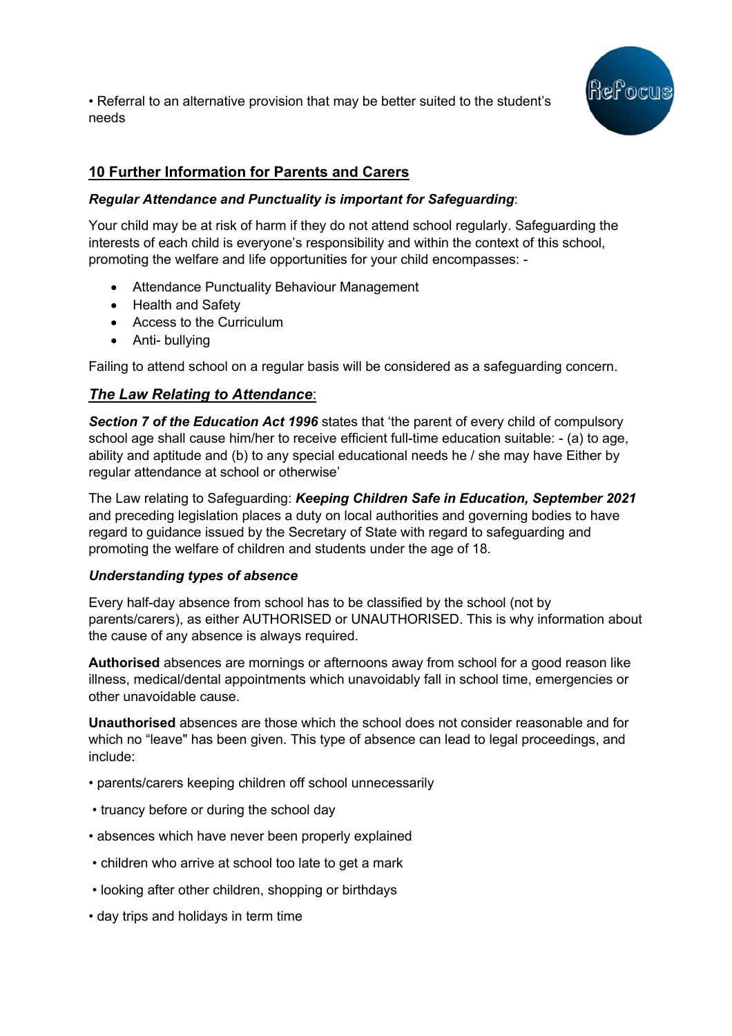• Referral to an alternative provision that may be better suited to the student's needs

## 10 Further Information for Parents and Carers

***Regular Attendance and Punctuality is important for Safeguarding***:

Your child may be at risk of harm if they do not attend school regularly. Safeguarding the interests of each child is everyone's responsibility and within the context of this school, promoting the welfare and life opportunities for your child encompasses: -

- Attendance Punctuality Behaviour Management
- Health and Safety
- Access to the Curriculum
- Anti- bullying

Failing to attend school on a regular basis will be considered as a safeguarding concern.

### ***The Law Relating to Attendance***:

***Section 7 of the Education Act 1996*** states that 'the parent of every child of compulsory school age shall cause him/her to receive efficient full-time education suitable: - (a) to age, ability and aptitude and (b) to any special educational needs he / she may have Either by regular attendance at school or otherwise'

The Law relating to Safeguarding: ***Keeping Children Safe in Education, September 2021*** and preceding legislation places a duty on local authorities and governing bodies to have regard to guidance issued by the Secretary of State with regard to safeguarding and promoting the welfare of children and students under the age of 18.

***Understanding types of absence***

Every half-day absence from school has to be classified by the school (not by parents/carers), as either AUTHORISED or UNAUTHORISED. This is why information about the cause of any absence is always required.

**Authorised** absences are mornings or afternoons away from school for a good reason like illness, medical/dental appointments which unavoidably fall in school time, emergencies or other unavoidable cause.

**Unauthorised** absences are those which the school does not consider reasonable and for which no "leave" has been given. This type of absence can lead to legal proceedings, and include:

- parents/carers keeping children off school unnecessarily
- truancy before or during the school day
- absences which have never been properly explained
- children who arrive at school too late to get a mark
- looking after other children, shopping or birthdays
- day trips and holidays in term time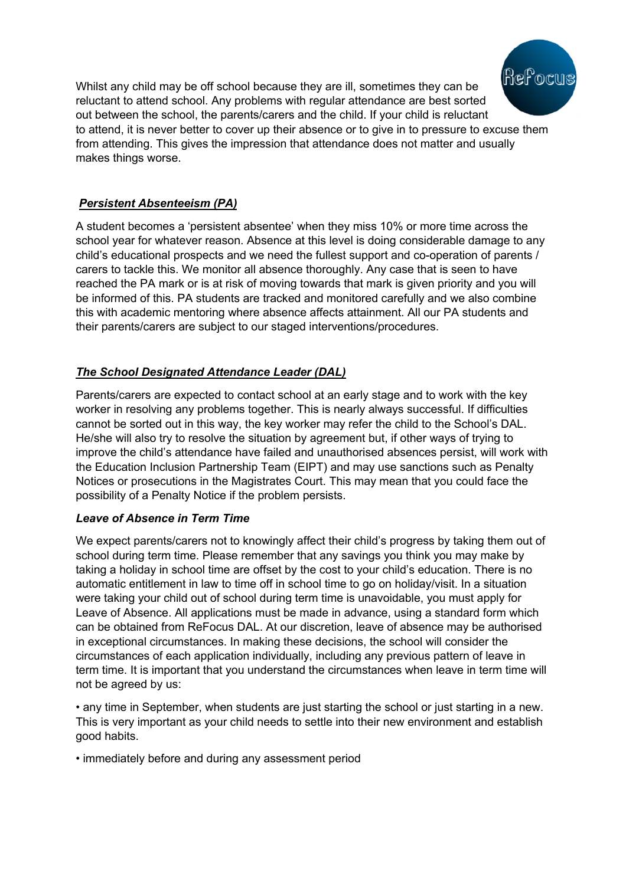Whilst any child may be off school because they are ill, sometimes they can be reluctant to attend school. Any problems with regular attendance are best sorted out between the school, the parents/carers and the child. If your child is reluctant to attend, it is never better to cover up their absence or to give in to pressure to excuse them from attending. This gives the impression that attendance does not matter and usually makes things worse.

***Persistent Absenteeism (PA)***

A student becomes a 'persistent absentee' when they miss 10% or more time across the school year for whatever reason. Absence at this level is doing considerable damage to any child's educational prospects and we need the fullest support and co-operation of parents / carers to tackle this. We monitor all absence thoroughly. Any case that is seen to have reached the PA mark or is at risk of moving towards that mark is given priority and you will be informed of this. PA students are tracked and monitored carefully and we also combine this with academic mentoring where absence affects attainment. All our PA students and their parents/carers are subject to our staged interventions/procedures.

***The School Designated Attendance Leader (DAL)***

Parents/carers are expected to contact school at an early stage and to work with the key worker in resolving any problems together. This is nearly always successful. If difficulties cannot be sorted out in this way, the key worker may refer the child to the School's DAL. He/she will also try to resolve the situation by agreement but, if other ways of trying to improve the child's attendance have failed and unauthorised absences persist, will work with the Education Inclusion Partnership Team (EIPT) and may use sanctions such as Penalty Notices or prosecutions in the Magistrates Court. This may mean that you could face the possibility of a Penalty Notice if the problem persists.

***Leave of Absence in Term Time***

We expect parents/carers not to knowingly affect their child's progress by taking them out of school during term time. Please remember that any savings you think you may make by taking a holiday in school time are offset by the cost to your child's education. There is no automatic entitlement in law to time off in school time to go on holiday/visit. In a situation were taking your child out of school during term time is unavoidable, you must apply for Leave of Absence. All applications must be made in advance, using a standard form which can be obtained from ReFocus DAL. At our discretion, leave of absence may be authorised in exceptional circumstances. In making these decisions, the school will consider the circumstances of each application individually, including any previous pattern of leave in term time. It is important that you understand the circumstances when leave in term time will not be agreed by us:

• any time in September, when students are just starting the school or just starting in a new. This is very important as your child needs to settle into their new environment and establish good habits.

• immediately before and during any assessment period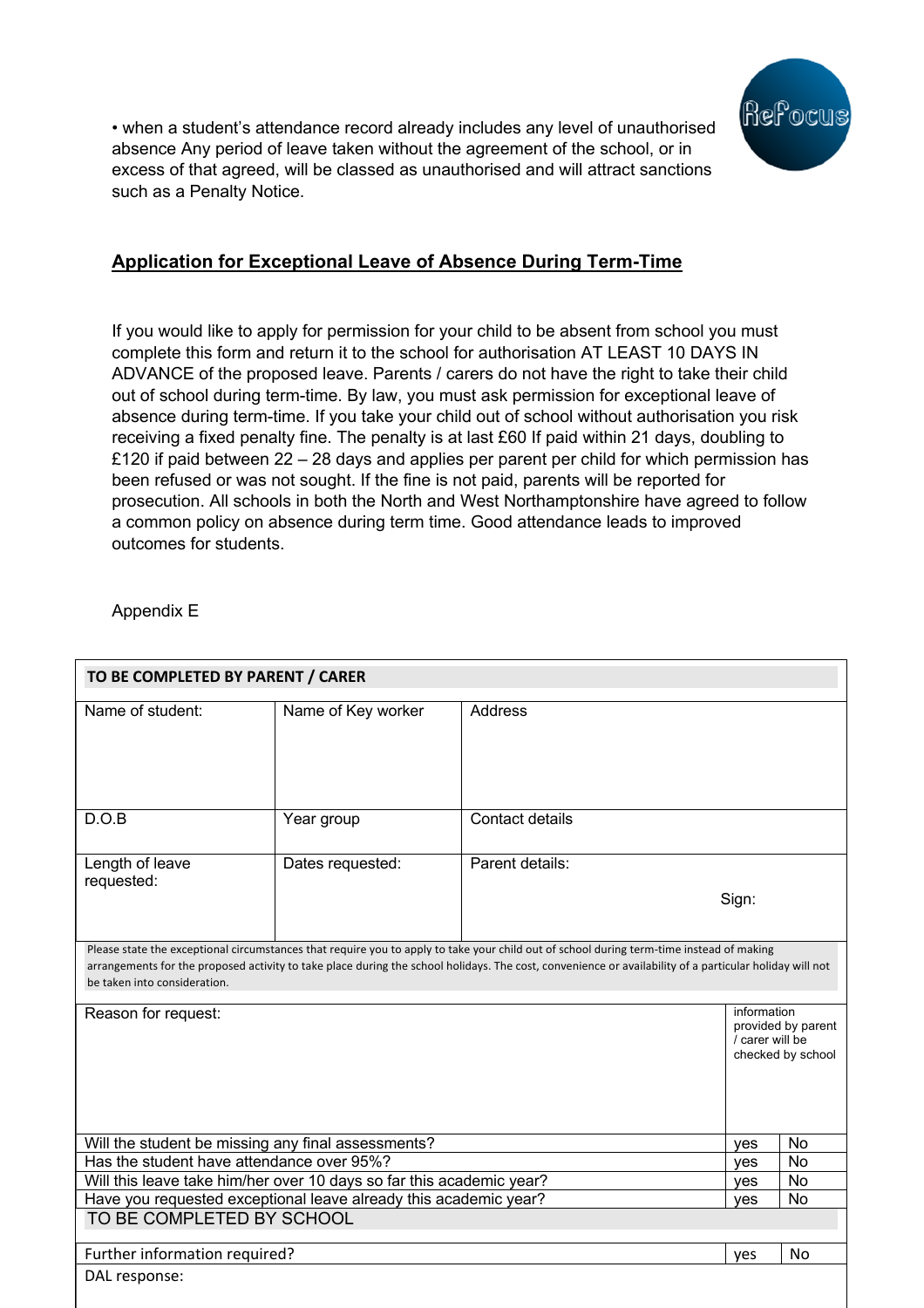• when a student's attendance record already includes any level of unauthorised absence Any period of leave taken without the agreement of the school, or in excess of that agreed, will be classed as unauthorised and will attract sanctions such as a Penalty Notice.

## Application for Exceptional Leave of Absence During Term-Time

If you would like to apply for permission for your child to be absent from school you must complete this form and return it to the school for authorisation AT LEAST 10 DAYS IN ADVANCE of the proposed leave. Parents / carers do not have the right to take their child out of school during term-time. By law, you must ask permission for exceptional leave of absence during term-time. If you take your child out of school without authorisation you risk receiving a fixed penalty fine. The penalty is at last £60 If paid within 21 days, doubling to £120 if paid between 22 – 28 days and applies per parent per child for which permission has been refused or was not sought. If the fine is not paid, parents will be reported for prosecution. All schools in both the North and West Northamptonshire have agreed to follow a common policy on absence during term time. Good attendance leads to improved outcomes for students.

Appendix E

| **TO BE COMPLETED BY PARENT / CARER** | | | | |
|---|---|---|---|---|
| Name of student: | Name of Key worker | Address | | |
| D.O.B | Year group | Contact details | | |
| Length of leave requested: | Dates requested: | Parent details: Sign: | | |
| Please state the exceptional circumstances that require you to apply to take your child out of school during term-time instead of making arrangements for the proposed activity to take place during the school holidays. The cost, convenience or availability of a particular holiday will not be taken into consideration. | | | | |
| Reason for request: | | | information provided by parent / carer will be checked by school | |
| Will the student be missing any final assessments? | | | yes | No |
| Has the student have attendance over 95%? | | | yes | No |
| Will this leave take him/her over 10 days so far this academic year? | | | yes | No |
| Have you requested exceptional leave already this academic year? | | | yes | No |
| TO BE COMPLETED BY SCHOOL | | | | |
| Further information required? | | | yes | No |
| DAL response: | | | | |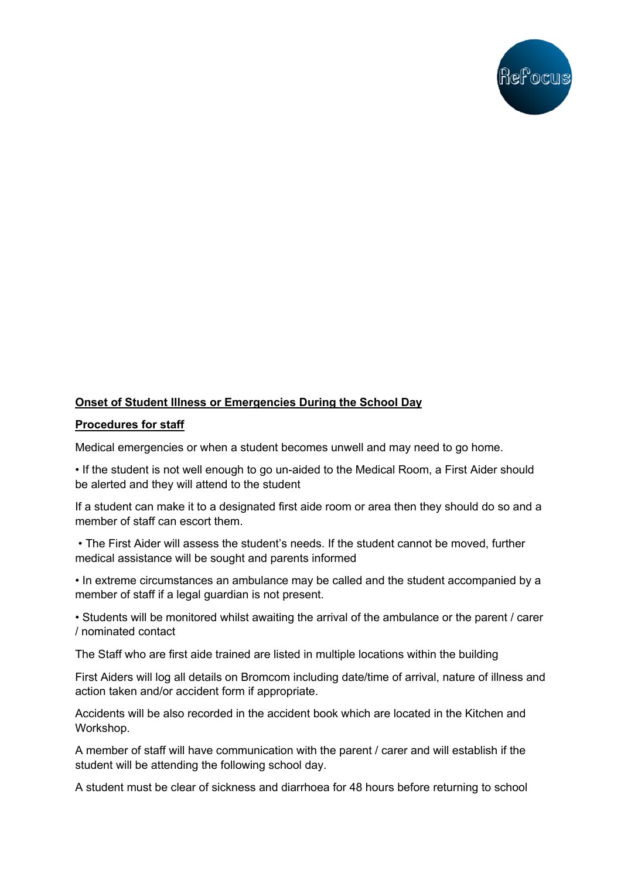**<u>Onset of Student Illness or Emergencies During the School Day</u>**

**<u>Procedures for staff</u>**

Medical emergencies or when a student becomes unwell and may need to go home.

• If the student is not well enough to go un-aided to the Medical Room, a First Aider should be alerted and they will attend to the student

If a student can make it to a designated first aide room or area then they should do so and a member of staff can escort them.

• The First Aider will assess the student's needs. If the student cannot be moved, further medical assistance will be sought and parents informed

• In extreme circumstances an ambulance may be called and the student accompanied by a member of staff if a legal guardian is not present.

• Students will be monitored whilst awaiting the arrival of the ambulance or the parent / carer / nominated contact

The Staff who are first aide trained are listed in multiple locations within the building

First Aiders will log all details on Bromcom including date/time of arrival, nature of illness and action taken and/or accident form if appropriate.

Accidents will be also recorded in the accident book which are located in the Kitchen and Workshop.

A member of staff will have communication with the parent / carer and will establish if the student will be attending the following school day.

A student must be clear of sickness and diarrhoea for 48 hours before returning to school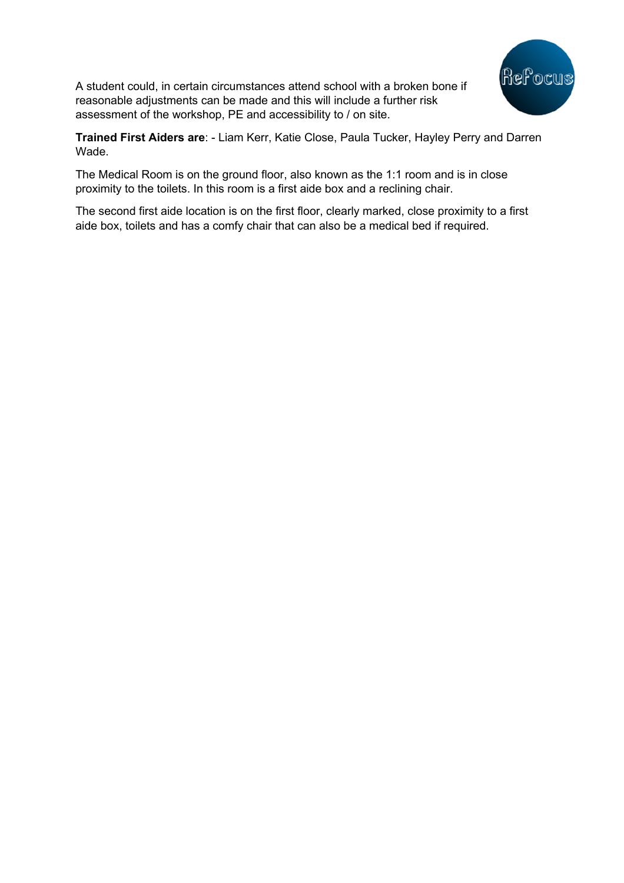A student could, in certain circumstances attend school with a broken bone if reasonable adjustments can be made and this will include a further risk assessment of the workshop, PE and accessibility to / on site.

**Trained First Aiders are**: - Liam Kerr, Katie Close, Paula Tucker, Hayley Perry and Darren Wade.

The Medical Room is on the ground floor, also known as the 1:1 room and is in close proximity to the toilets. In this room is a first aide box and a reclining chair.

The second first aide location is on the first floor, clearly marked, close proximity to a first aide box, toilets and has a comfy chair that can also be a medical bed if required.